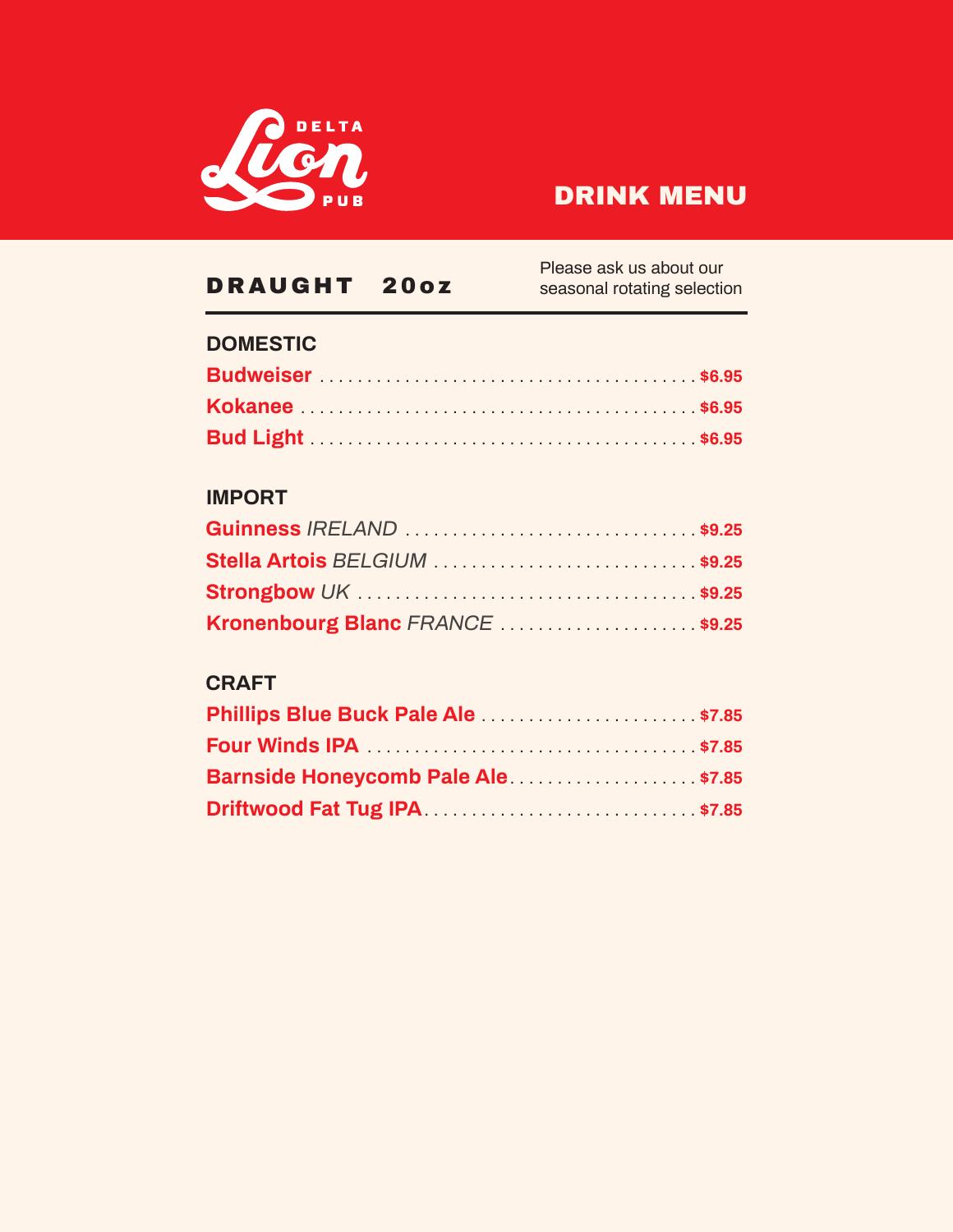# DELTA Lion PUB

## DRINK MENU

## DRAUGHT 20oz

Please ask us about our seasonal rotating selection

### DOMESTIC

- **Budweiser** ........ **$6.95**
- **Kokanee** ........ **$6.95**
- **Bud Light** ........ **$6.95**

### IMPORT

- **Guinness** *IRELAND* ........ **$9.25**
- **Stella Artois** *BELGIUM* ........ **$9.25**
- **Strongbow** *UK* ........ **$9.25**
- **Kronenbourg Blanc** *FRANCE* ........ **$9.25**

### CRAFT

- **Phillips Blue Buck Pale Ale** ........ **$7.85**
- **Four Winds IPA** ........ **$7.85**
- **Barnside Honeycomb Pale Ale** ........ **$7.85**
- **Driftwood Fat Tug IPA** ........ **$7.85**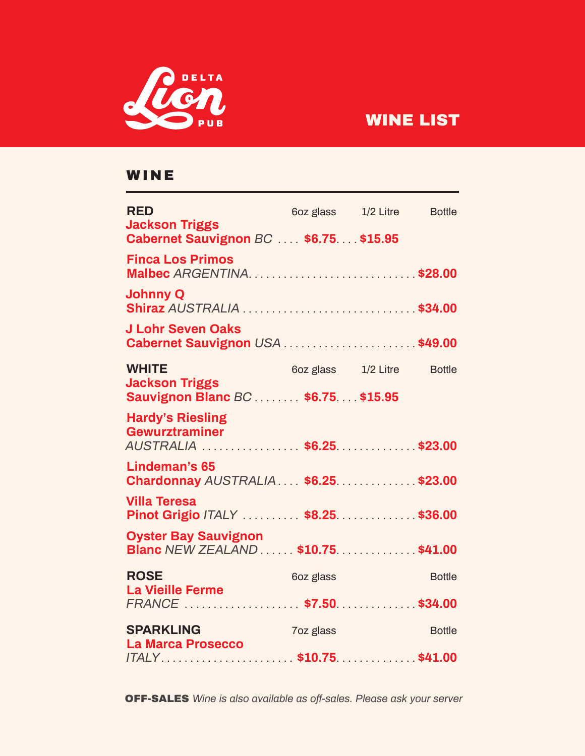# Delta Lion Pub

## WINE LIST

## WINE

| RED | 6oz glass | 1/2 Litre | Bottle |
|---|---|---|---|
| **Jackson Triggs Cabernet Sauvignon** *BC* | $6.75 | $15.95 | |
| **Finca Los Primos Malbec** *ARGENTINA* | | | $28.00 |
| **Johnny Q Shiraz** *AUSTRALIA* | | | $34.00 |
| **J Lohr Seven Oaks Cabernet Sauvignon** *USA* | | | $49.00 |

| WHITE | 6oz glass | 1/2 Litre | Bottle |
|---|---|---|---|
| **Jackson Triggs Sauvignon Blanc** *BC* | $6.75 | $15.95 | |
| **Hardy's Riesling Gewurztraminer** *AUSTRALIA* | $6.25 | | $23.00 |
| **Lindeman's 65 Chardonnay** *AUSTRALIA* | $6.25 | | $23.00 |
| **Villa Teresa Pinot Grigio** *ITALY* | $8.25 | | $36.00 |
| **Oyster Bay Sauvignon Blanc** *NEW ZEALAND* | $10.75 | | $41.00 |

| ROSE | 6oz glass | Bottle |
|---|---|---|
| **La Vieille Ferme** *FRANCE* | $7.50 | $34.00 |

| SPARKLING | 7oz glass | Bottle |
|---|---|---|
| **La Marca Prosecco** *ITALY* | $10.75 | $41.00 |

**OFF-SALES** *Wine is also available as off-sales. Please ask your server*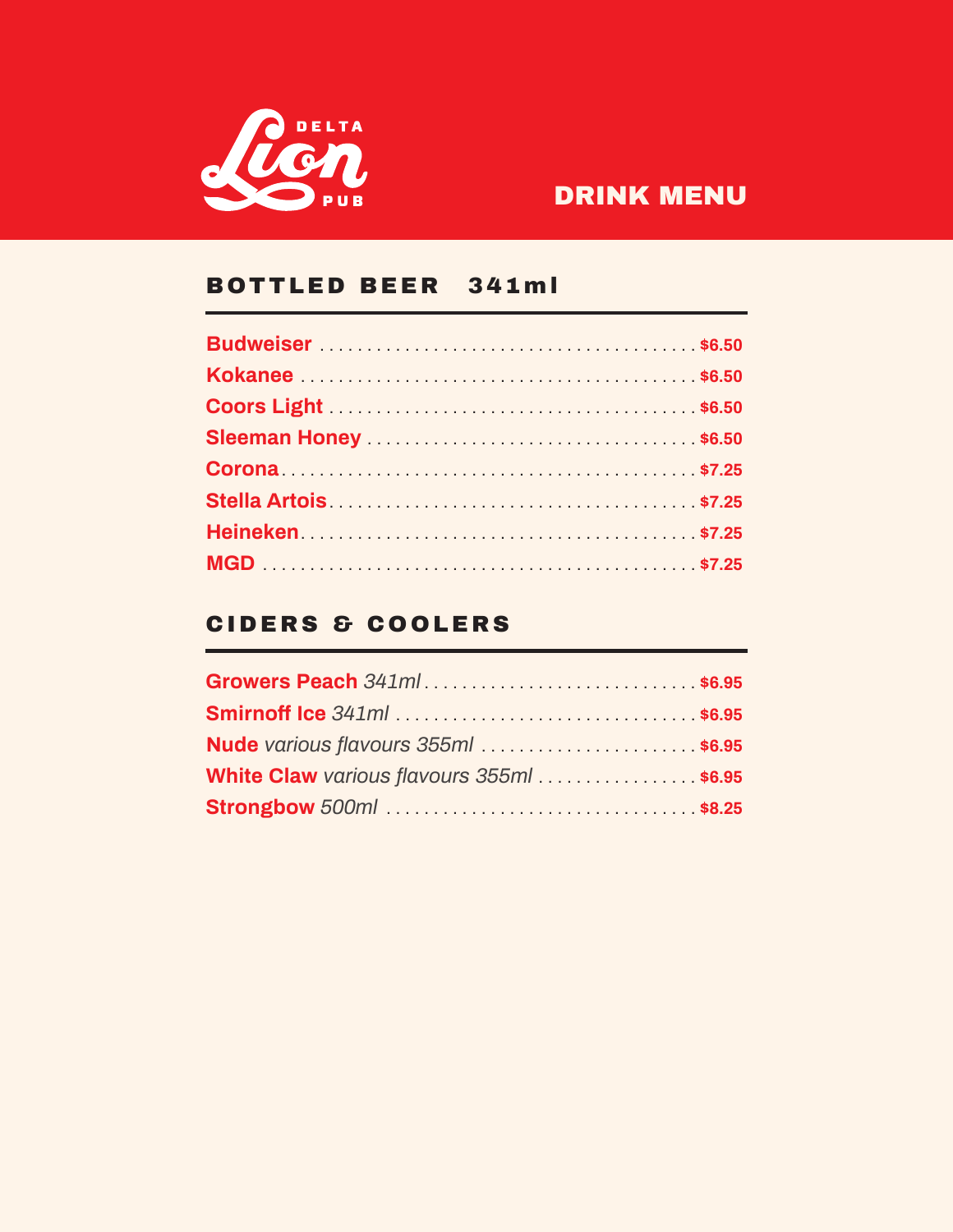# DELTA Lion PUB

## DRINK MENU

### BOTTLED BEER 341ml

**Budweiser** ........................................ $6.50
**Kokanee** ........................................ $6.50
**Coors Light** ........................................ $6.50
**Sleeman Honey** ........................................ $6.50
**Corona** ........................................ $7.25
**Stella Artois** ........................................ $7.25
**Heineken** ........................................ $7.25
**MGD** ........................................ $7.25

### CIDERS & COOLERS

**Growers Peach** *341ml* ........................................ $6.95
**Smirnoff Ice** *341ml* ........................................ $6.95
**Nude** *various flavours 355ml* ........................................ $6.95
**White Claw** *various flavours 355ml* ........................................ $6.95
**Strongbow** *500ml* ........................................ $8.25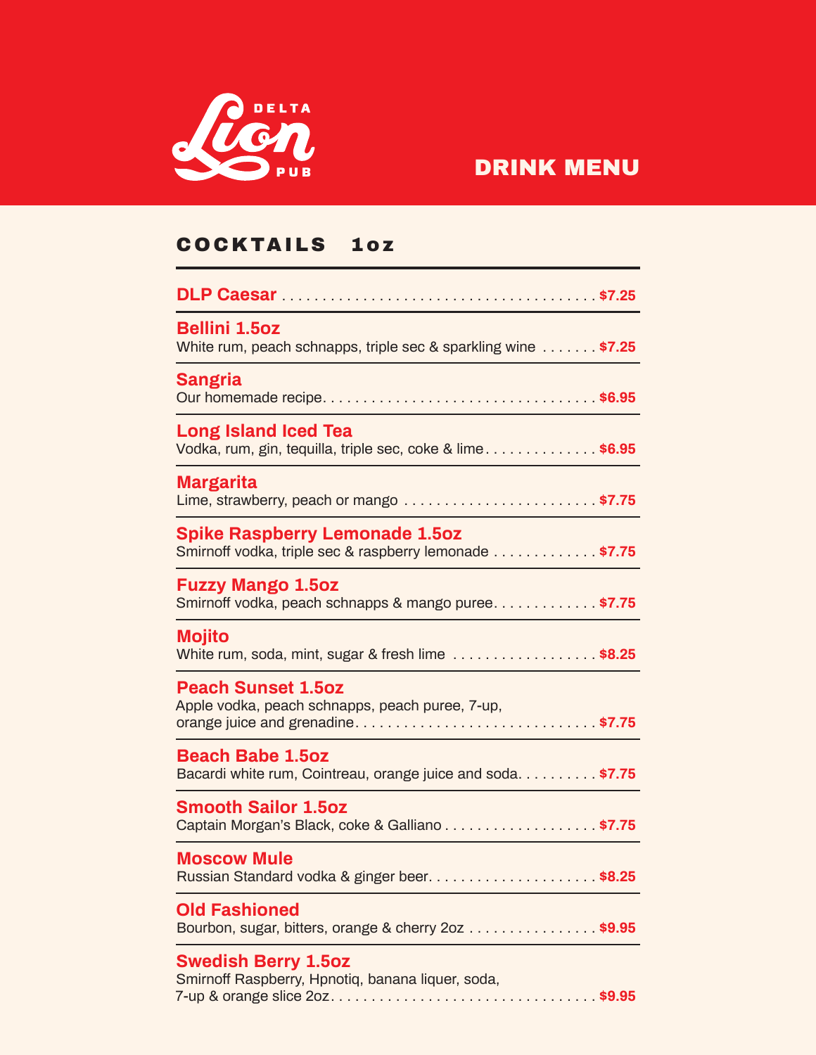DELTA Lion PUB

# DRINK MENU

## COCKTAILS 1oz

**DLP Caesar** . . . . . . . . . . . . . . . . . . . . . . . . . . . . . . . . . . . . . . . **$7.25**

**Bellini 1.5oz**
White rum, peach schnapps, triple sec & sparkling wine . . . . . . . **$7.25**

**Sangria**
Our homemade recipe. . . . . . . . . . . . . . . . . . . . . . . . . . . . . . . . . . **$6.95**

**Long Island Iced Tea**
Vodka, rum, gin, tequilla, triple sec, coke & lime . . . . . . . . . . . . . . **$6.95**

**Margarita**
Lime, strawberry, peach or mango . . . . . . . . . . . . . . . . . . . . . . . . **$7.75**

**Spike Raspberry Lemonade 1.5oz**
Smirnoff vodka, triple sec & raspberry lemonade . . . . . . . . . . . . . **$7.75**

**Fuzzy Mango 1.5oz**
Smirnoff vodka, peach schnapps & mango puree. . . . . . . . . . . . . **$7.75**

**Mojito**
White rum, soda, mint, sugar & fresh lime . . . . . . . . . . . . . . . . . . **$8.25**

**Peach Sunset 1.5oz**
Apple vodka, peach schnapps, peach puree, 7-up,
orange juice and grenadine. . . . . . . . . . . . . . . . . . . . . . . . . . . . . . **$7.75**

**Beach Babe 1.5oz**
Bacardi white rum, Cointreau, orange juice and soda. . . . . . . . . . **$7.75**

**Smooth Sailor 1.5oz**
Captain Morgan's Black, coke & Galliano . . . . . . . . . . . . . . . . . . . **$7.75**

**Moscow Mule**
Russian Standard vodka & ginger beer. . . . . . . . . . . . . . . . . . . . . **$8.25**

**Old Fashioned**
Bourbon, sugar, bitters, orange & cherry 2oz . . . . . . . . . . . . . . . . **$9.95**

**Swedish Berry 1.5oz**
Smirnoff Raspberry, Hpnotiq, banana liquer, soda,
7-up & orange slice 2oz. . . . . . . . . . . . . . . . . . . . . . . . . . . . . . . . . **$9.95**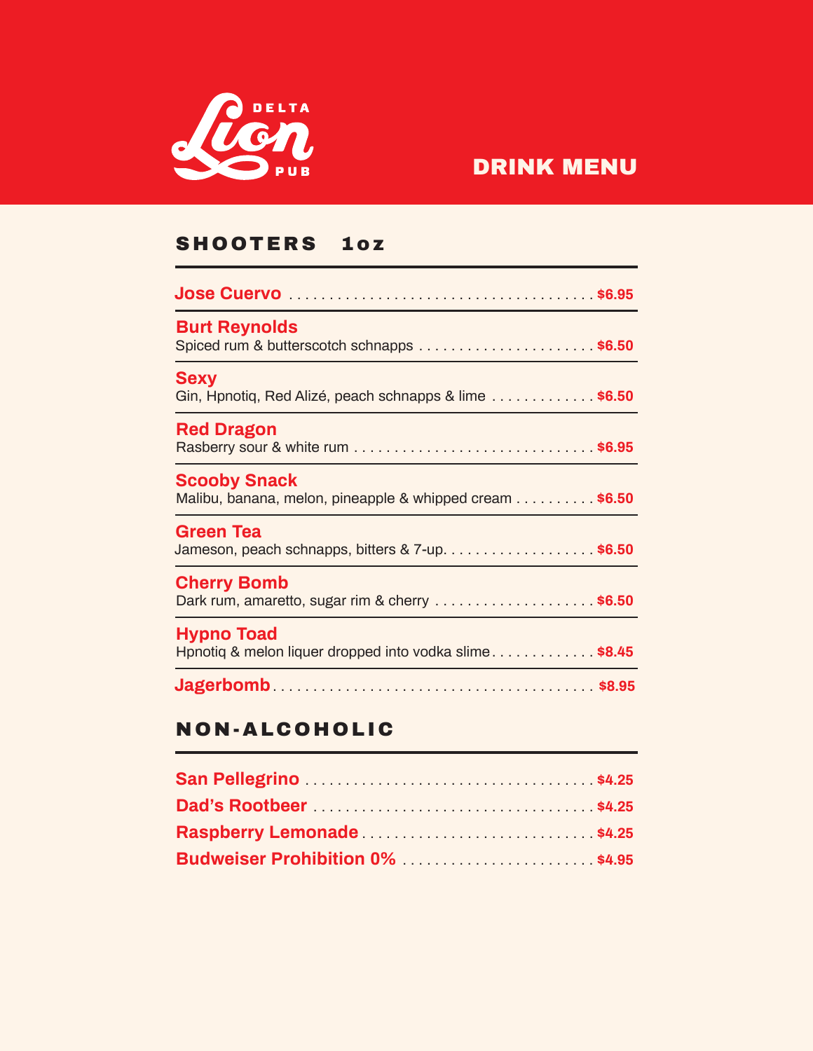DELTA **Lion** PUB

# DRINK MENU

## SHOOTERS 1oz

**Jose Cuervo** . . . . . . . . . . . . . . . . . . . . . . . . . . . . . . . . . . . . . **$6.95**

**Burt Reynolds**
Spiced rum & butterscotch schnapps . . . . . . . . . . . . . . . . . . . . . . **$6.50**

**Sexy**
Gin, Hpnotiq, Red Alizé, peach schnapps & lime . . . . . . . . . . . . . **$6.50**

**Red Dragon**
Rasberry sour & white rum . . . . . . . . . . . . . . . . . . . . . . . . . . . . . . **$6.95**

**Scooby Snack**
Malibu, banana, melon, pineapple & whipped cream . . . . . . . . . . **$6.50**

**Green Tea**
Jameson, peach schnapps, bitters & 7-up. . . . . . . . . . . . . . . . . . . **$6.50**

**Cherry Bomb**
Dark rum, amaretto, sugar rim & cherry . . . . . . . . . . . . . . . . . . . . **$6.50**

**Hypno Toad**
Hpnotiq & melon liquer dropped into vodka slime. . . . . . . . . . . . . **$8.45**

**Jagerbomb**. . . . . . . . . . . . . . . . . . . . . . . . . . . . . . . . . . . . . . . . **$8.95**

## NON-ALCOHOLIC

**San Pellegrino** . . . . . . . . . . . . . . . . . . . . . . . . . . . . . . . . . . . . **$4.25**

**Dad's Rootbeer** . . . . . . . . . . . . . . . . . . . . . . . . . . . . . . . . . . . **$4.25**

**Raspberry Lemonade** . . . . . . . . . . . . . . . . . . . . . . . . . . . . . . **$4.25**

**Budweiser Prohibition 0%** . . . . . . . . . . . . . . . . . . . . . . . . . **$4.95**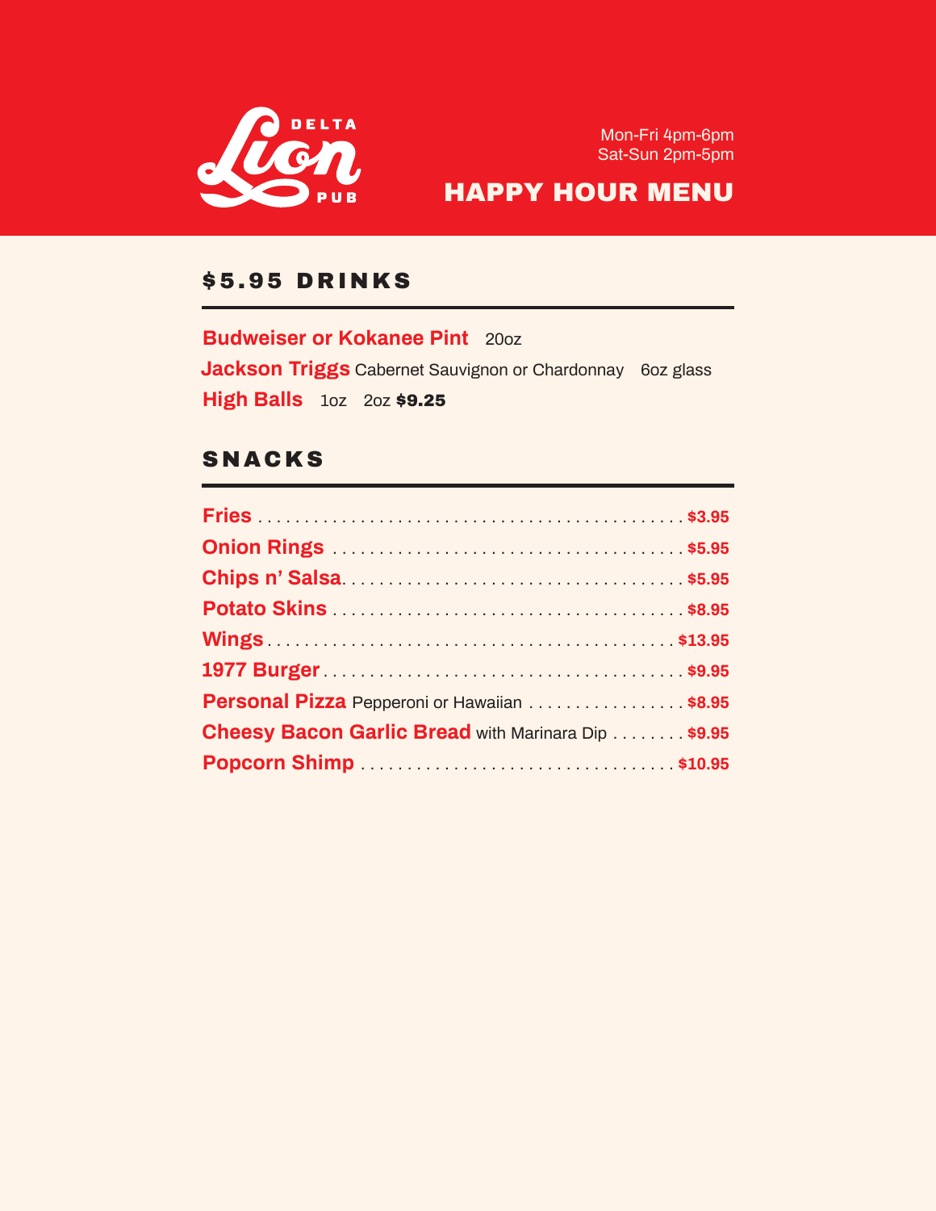DELTA Lion PUB

Mon-Fri 4pm-6pm
Sat-Sun 2pm-5pm

# HAPPY HOUR MENU

## $5.95 DRINKS

**Budweiser or Kokanee Pint** 20oz
**Jackson Triggs** Cabernet Sauvignon or Chardonnay 6oz glass
**High Balls** 1oz 2oz **$9.25**

## SNACKS

**Fries** ............ **$3.95**
**Onion Rings** ............ **$5.95**
**Chips n' Salsa** ............ **$5.95**
**Potato Skins** ............ **$8.95**
**Wings** ............ **$13.95**
**1977 Burger** ............ **$9.95**
**Personal Pizza** Pepperoni or Hawaiian ............ **$8.95**
**Cheesy Bacon Garlic Bread** with Marinara Dip ............ **$9.95**
**Popcorn Shimp** ............ **$10.95**